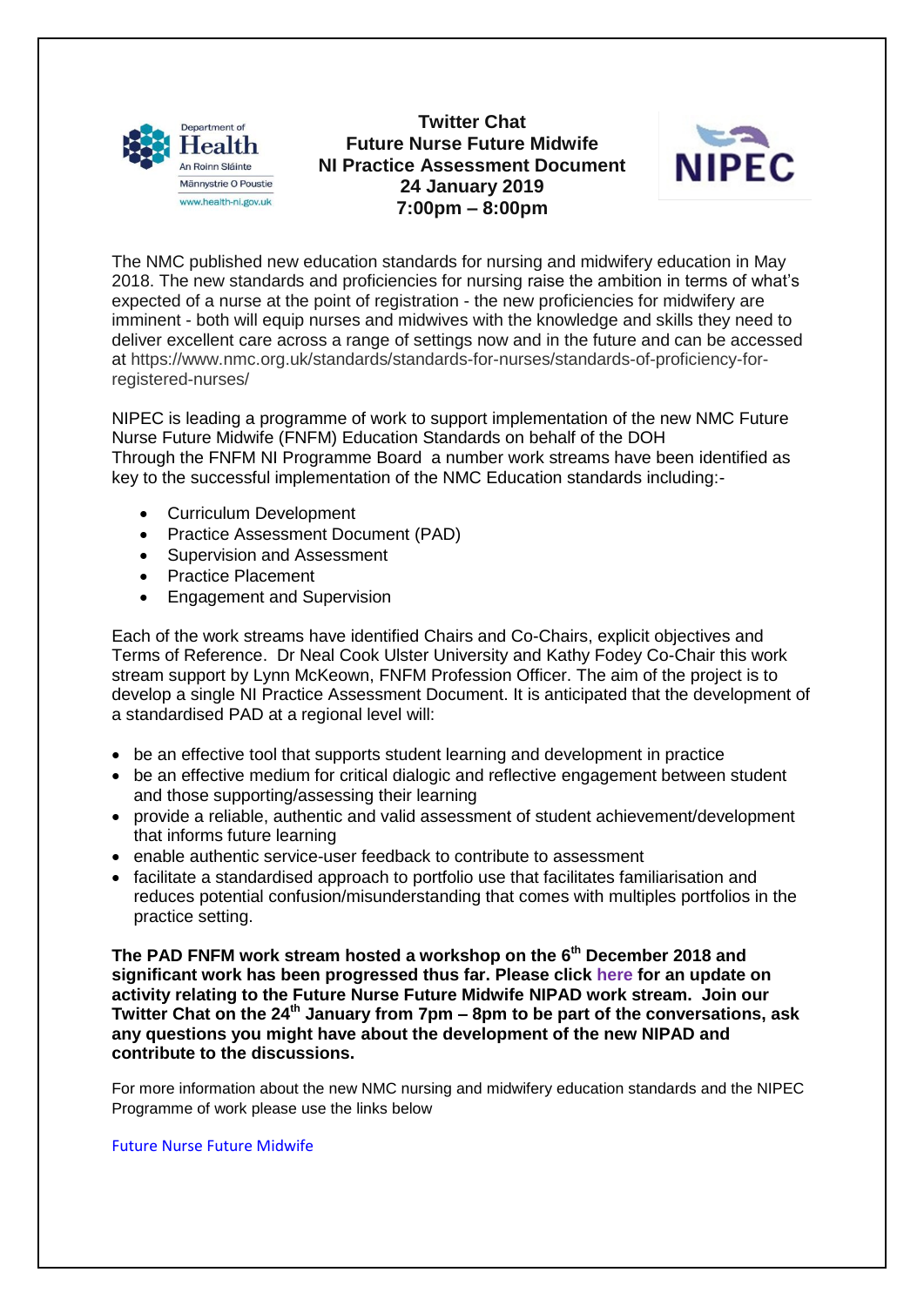# Twitter Chat
## Future Nurse Future Midwife
## NI Practice Assessment Document
## 24 January 2019
## 7:00pm – 8:00pm

The NMC published new education standards for nursing and midwifery education in May 2018. The new standards and proficiencies for nursing raise the ambition in terms of what's expected of a nurse at the point of registration - the new proficiencies for midwifery are imminent - both will equip nurses and midwives with the knowledge and skills they need to deliver excellent care across a range of settings now and in the future and can be accessed at https://www.nmc.org.uk/standards/standards-for-nurses/standards-of-proficiency-for-registered-nurses/

NIPEC is leading a programme of work to support implementation of the new NMC Future Nurse Future Midwife (FNFM) Education Standards on behalf of the DOH
Through the FNFM NI Programme Board a number work streams have been identified as key to the successful implementation of the NMC Education standards including:-

- Curriculum Development
- Practice Assessment Document (PAD)
- Supervision and Assessment
- Practice Placement
- Engagement and Supervision

Each of the work streams have identified Chairs and Co-Chairs, explicit objectives and Terms of Reference. Dr Neal Cook Ulster University and Kathy Fodey Co-Chair this work stream support by Lynn McKeown, FNFM Profession Officer. The aim of the project is to develop a single NI Practice Assessment Document. It is anticipated that the development of a standardised PAD at a regional level will:

- be an effective tool that supports student learning and development in practice
- be an effective medium for critical dialogic and reflective engagement between student and those supporting/assessing their learning
- provide a reliable, authentic and valid assessment of student achievement/development that informs future learning
- enable authentic service-user feedback to contribute to assessment
- facilitate a standardised approach to portfolio use that facilitates familiarisation and reduces potential confusion/misunderstanding that comes with multiples portfolios in the practice setting.

**The PAD FNFM work stream hosted a workshop on the 6th December 2018 and significant work has been progressed thus far. Please click here for an update on activity relating to the Future Nurse Future Midwife NIPAD work stream. Join our Twitter Chat on the 24th January from 7pm – 8pm to be part of the conversations, ask any questions you might have about the development of the new NIPAD and contribute to the discussions.**

For more information about the new NMC nursing and midwifery education standards and the NIPEC Programme of work please use the links below

Future Nurse Future Midwife